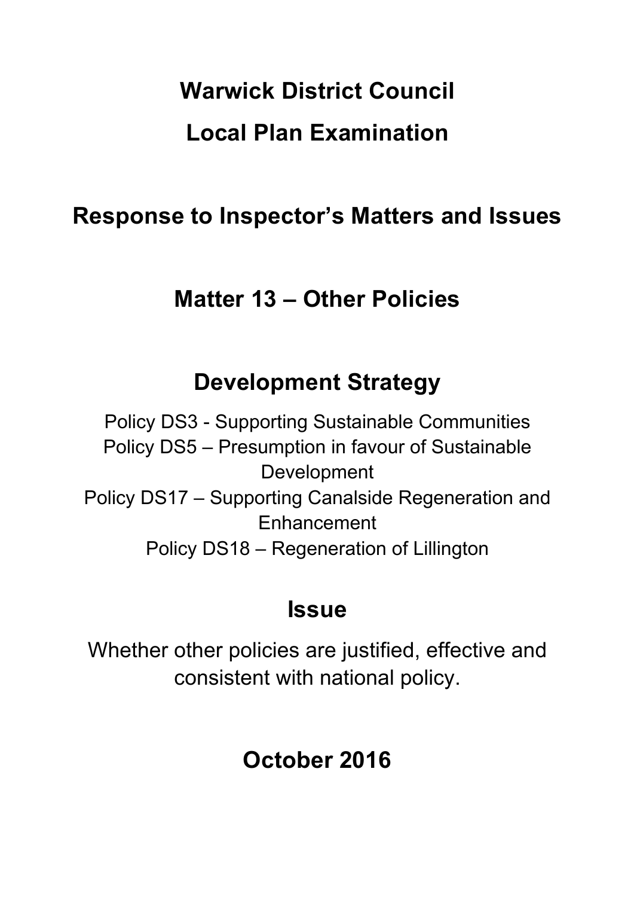# Warwick District Council

# Local Plan Examination

## Response to Inspector's Matters and Issues

## Matter 13 – Other Policies

## Development Strategy

Policy DS3 - Supporting Sustainable Communities
Policy DS5 – Presumption in favour of Sustainable Development
Policy DS17 – Supporting Canalside Regeneration and Enhancement
Policy DS18 – Regeneration of Lillington

## Issue

Whether other policies are justified, effective and consistent with national policy.

## October 2016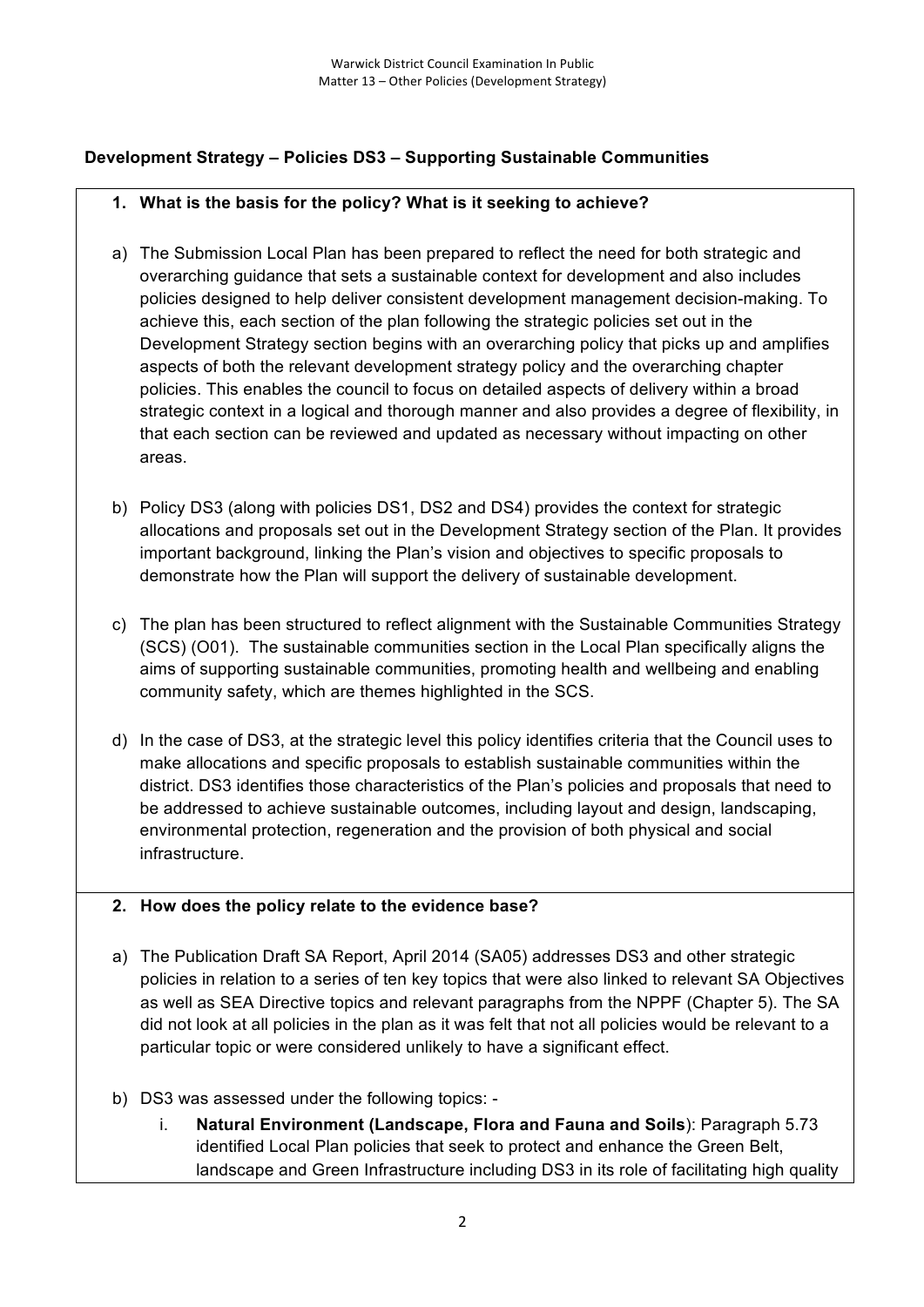## Development Strategy – Policies DS3 – Supporting Sustainable Communities

**1. What is the basis for the policy? What is it seeking to achieve?**

a) The Submission Local Plan has been prepared to reflect the need for both strategic and overarching guidance that sets a sustainable context for development and also includes policies designed to help deliver consistent development management decision-making. To achieve this, each section of the plan following the strategic policies set out in the Development Strategy section begins with an overarching policy that picks up and amplifies aspects of both the relevant development strategy policy and the overarching chapter policies. This enables the council to focus on detailed aspects of delivery within a broad strategic context in a logical and thorough manner and also provides a degree of flexibility, in that each section can be reviewed and updated as necessary without impacting on other areas.

b) Policy DS3 (along with policies DS1, DS2 and DS4) provides the context for strategic allocations and proposals set out in the Development Strategy section of the Plan. It provides important background, linking the Plan's vision and objectives to specific proposals to demonstrate how the Plan will support the delivery of sustainable development.

c) The plan has been structured to reflect alignment with the Sustainable Communities Strategy (SCS) (O01). The sustainable communities section in the Local Plan specifically aligns the aims of supporting sustainable communities, promoting health and wellbeing and enabling community safety, which are themes highlighted in the SCS.

d) In the case of DS3, at the strategic level this policy identifies criteria that the Council uses to make allocations and specific proposals to establish sustainable communities within the district. DS3 identifies those characteristics of the Plan's policies and proposals that need to be addressed to achieve sustainable outcomes, including layout and design, landscaping, environmental protection, regeneration and the provision of both physical and social infrastructure.

**2. How does the policy relate to the evidence base?**

a) The Publication Draft SA Report, April 2014 (SA05) addresses DS3 and other strategic policies in relation to a series of ten key topics that were also linked to relevant SA Objectives as well as SEA Directive topics and relevant paragraphs from the NPPF (Chapter 5). The SA did not look at all policies in the plan as it was felt that not all policies would be relevant to a particular topic or were considered unlikely to have a significant effect.

b) DS3 was assessed under the following topics: -

   i. **Natural Environment (Landscape, Flora and Fauna and Soils)**: Paragraph 5.73 identified Local Plan policies that seek to protect and enhance the Green Belt, landscape and Green Infrastructure including DS3 in its role of facilitating high quality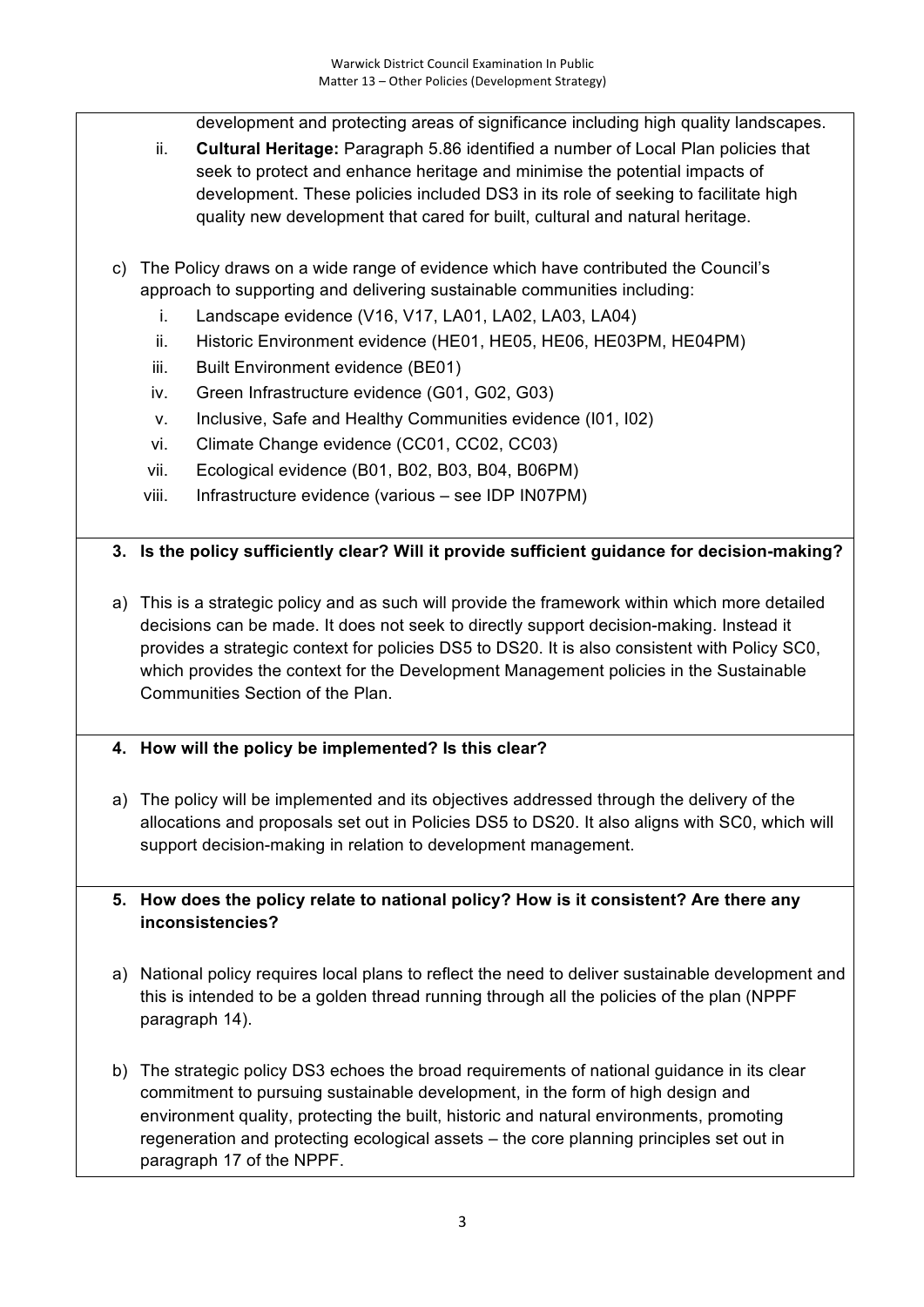development and protecting areas of significance including high quality landscapes.

ii. **Cultural Heritage:** Paragraph 5.86 identified a number of Local Plan policies that seek to protect and enhance heritage and minimise the potential impacts of development. These policies included DS3 in its role of seeking to facilitate high quality new development that cared for built, cultural and natural heritage.

c) The Policy draws on a wide range of evidence which have contributed the Council's approach to supporting and delivering sustainable communities including:

i. Landscape evidence (V16, V17, LA01, LA02, LA03, LA04)
ii. Historic Environment evidence (HE01, HE05, HE06, HE03PM, HE04PM)
iii. Built Environment evidence (BE01)
iv. Green Infrastructure evidence (G01, G02, G03)
v. Inclusive, Safe and Healthy Communities evidence (I01, I02)
vi. Climate Change evidence (CC01, CC02, CC03)
vii. Ecological evidence (B01, B02, B03, B04, B06PM)
viii. Infrastructure evidence (various – see IDP IN07PM)

**3. Is the policy sufficiently clear? Will it provide sufficient guidance for decision-making?**

a) This is a strategic policy and as such will provide the framework within which more detailed decisions can be made. It does not seek to directly support decision-making. Instead it provides a strategic context for policies DS5 to DS20. It is also consistent with Policy SC0, which provides the context for the Development Management policies in the Sustainable Communities Section of the Plan.

**4. How will the policy be implemented? Is this clear?**

a) The policy will be implemented and its objectives addressed through the delivery of the allocations and proposals set out in Policies DS5 to DS20. It also aligns with SC0, which will support decision-making in relation to development management.

**5. How does the policy relate to national policy? How is it consistent? Are there any inconsistencies?**

a) National policy requires local plans to reflect the need to deliver sustainable development and this is intended to be a golden thread running through all the policies of the plan (NPPF paragraph 14).

b) The strategic policy DS3 echoes the broad requirements of national guidance in its clear commitment to pursuing sustainable development, in the form of high design and environment quality, protecting the built, historic and natural environments, promoting regeneration and protecting ecological assets – the core planning principles set out in paragraph 17 of the NPPF.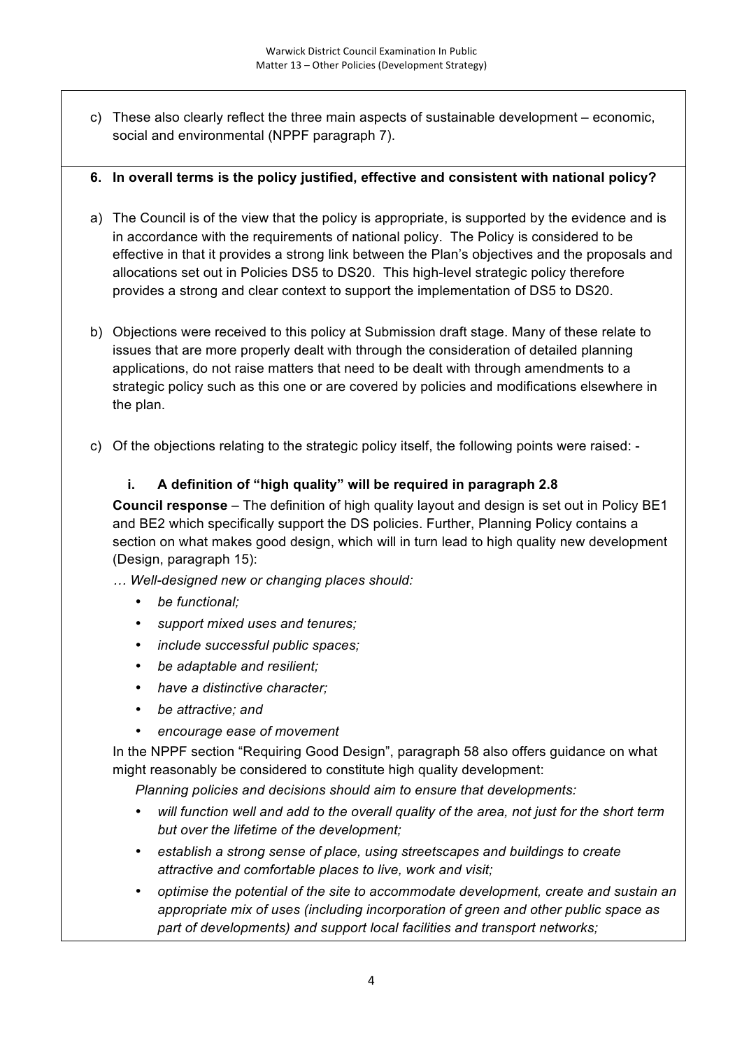c) These also clearly reflect the three main aspects of sustainable development – economic, social and environmental (NPPF paragraph 7).

**6. In overall terms is the policy justified, effective and consistent with national policy?**

a) The Council is of the view that the policy is appropriate, is supported by the evidence and is in accordance with the requirements of national policy. The Policy is considered to be effective in that it provides a strong link between the Plan's objectives and the proposals and allocations set out in Policies DS5 to DS20. This high-level strategic policy therefore provides a strong and clear context to support the implementation of DS5 to DS20.

b) Objections were received to this policy at Submission draft stage. Many of these relate to issues that are more properly dealt with through the consideration of detailed planning applications, do not raise matters that need to be dealt with through amendments to a strategic policy such as this one or are covered by policies and modifications elsewhere in the plan.

c) Of the objections relating to the strategic policy itself, the following points were raised: -

**i. A definition of "high quality" will be required in paragraph 2.8**

**Council response** – The definition of high quality layout and design is set out in Policy BE1 and BE2 which specifically support the DS policies. Further, Planning Policy contains a section on what makes good design, which will in turn lead to high quality new development (Design, paragraph 15):

*… Well-designed new or changing places should:*

- *be functional;*
- *support mixed uses and tenures;*
- *include successful public spaces;*
- *be adaptable and resilient;*
- *have a distinctive character;*
- *be attractive; and*
- *encourage ease of movement*

In the NPPF section "Requiring Good Design", paragraph 58 also offers guidance on what might reasonably be considered to constitute high quality development:

*Planning policies and decisions should aim to ensure that developments:*

- *will function well and add to the overall quality of the area, not just for the short term but over the lifetime of the development;*
- *establish a strong sense of place, using streetscapes and buildings to create attractive and comfortable places to live, work and visit;*
- *optimise the potential of the site to accommodate development, create and sustain an appropriate mix of uses (including incorporation of green and other public space as part of developments) and support local facilities and transport networks;*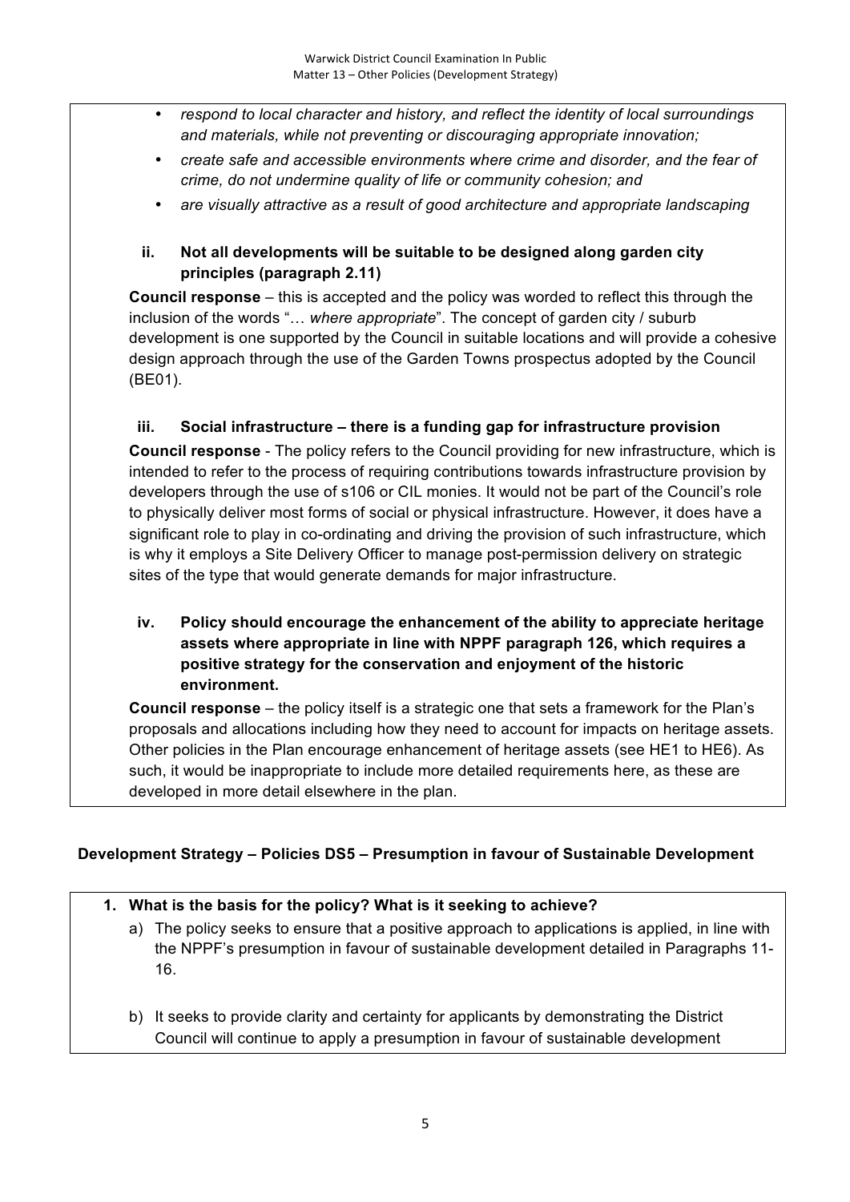- *respond to local character and history, and reflect the identity of local surroundings and materials, while not preventing or discouraging appropriate innovation;*
- *create safe and accessible environments where crime and disorder, and the fear of crime, do not undermine quality of life or community cohesion; and*
- *are visually attractive as a result of good architecture and appropriate landscaping*

**ii. Not all developments will be suitable to be designed along garden city principles (paragraph 2.11)**

**Council response** – this is accepted and the policy was worded to reflect this through the inclusion of the words "… *where appropriate*". The concept of garden city / suburb development is one supported by the Council in suitable locations and will provide a cohesive design approach through the use of the Garden Towns prospectus adopted by the Council (BE01).

**iii. Social infrastructure – there is a funding gap for infrastructure provision**

**Council response** - The policy refers to the Council providing for new infrastructure, which is intended to refer to the process of requiring contributions towards infrastructure provision by developers through the use of s106 or CIL monies. It would not be part of the Council's role to physically deliver most forms of social or physical infrastructure. However, it does have a significant role to play in co-ordinating and driving the provision of such infrastructure, which is why it employs a Site Delivery Officer to manage post-permission delivery on strategic sites of the type that would generate demands for major infrastructure.

**iv. Policy should encourage the enhancement of the ability to appreciate heritage assets where appropriate in line with NPPF paragraph 126, which requires a positive strategy for the conservation and enjoyment of the historic environment.**

**Council response** – the policy itself is a strategic one that sets a framework for the Plan's proposals and allocations including how they need to account for impacts on heritage assets. Other policies in the Plan encourage enhancement of heritage assets (see HE1 to HE6). As such, it would be inappropriate to include more detailed requirements here, as these are developed in more detail elsewhere in the plan.

## Development Strategy – Policies DS5 – Presumption in favour of Sustainable Development

**1. What is the basis for the policy? What is it seeking to achieve?**

a) The policy seeks to ensure that a positive approach to applications is applied, in line with the NPPF's presumption in favour of sustainable development detailed in Paragraphs 11-16.

b) It seeks to provide clarity and certainty for applicants by demonstrating the District Council will continue to apply a presumption in favour of sustainable development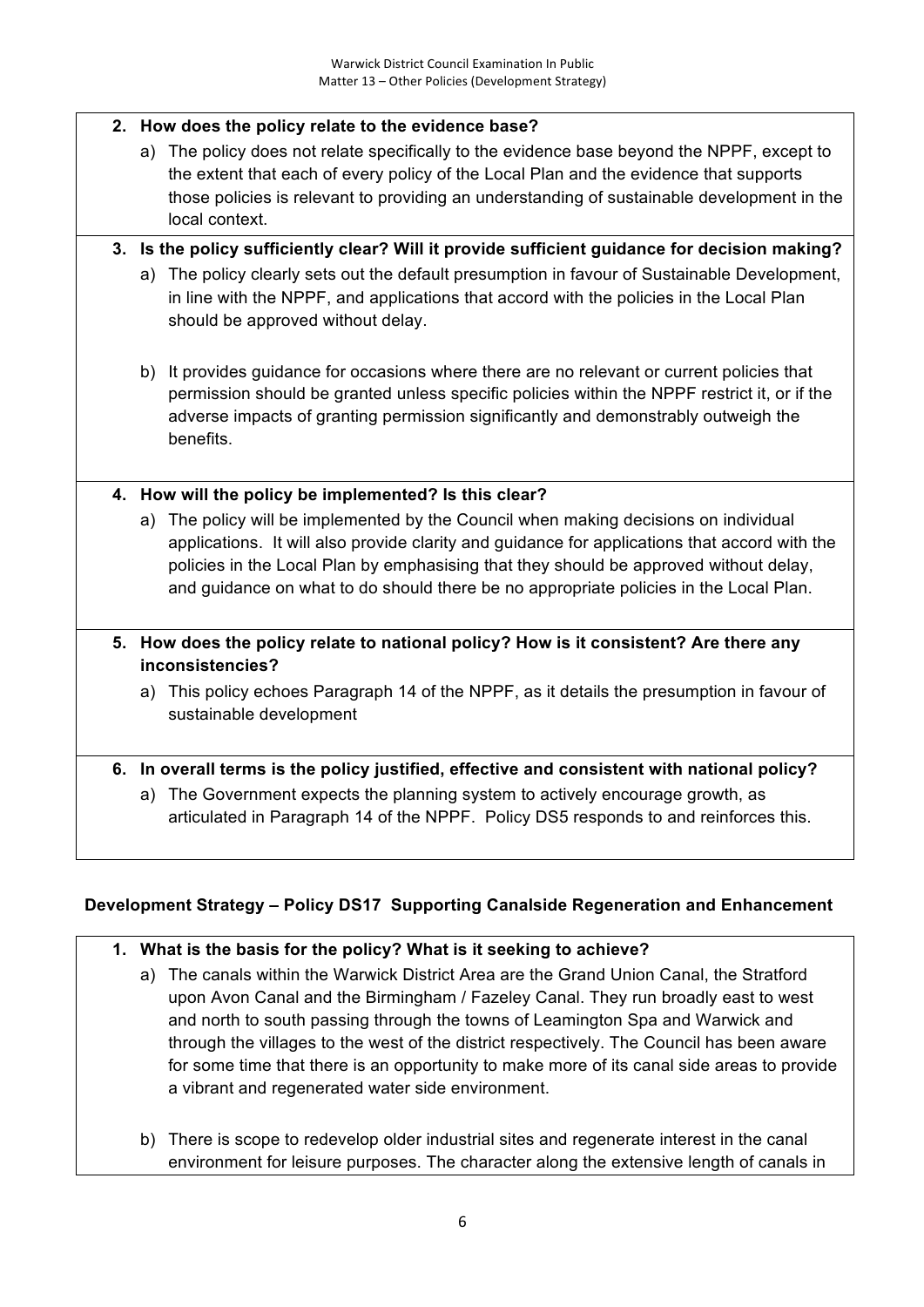**2. How does the policy relate to the evidence base?**

a) The policy does not relate specifically to the evidence base beyond the NPPF, except to the extent that each of every policy of the Local Plan and the evidence that supports those policies is relevant to providing an understanding of sustainable development in the local context.

**3. Is the policy sufficiently clear? Will it provide sufficient guidance for decision making?**

a) The policy clearly sets out the default presumption in favour of Sustainable Development, in line with the NPPF, and applications that accord with the policies in the Local Plan should be approved without delay.

b) It provides guidance for occasions where there are no relevant or current policies that permission should be granted unless specific policies within the NPPF restrict it, or if the adverse impacts of granting permission significantly and demonstrably outweigh the benefits.

**4. How will the policy be implemented? Is this clear?**

a) The policy will be implemented by the Council when making decisions on individual applications. It will also provide clarity and guidance for applications that accord with the policies in the Local Plan by emphasising that they should be approved without delay, and guidance on what to do should there be no appropriate policies in the Local Plan.

**5. How does the policy relate to national policy? How is it consistent? Are there any inconsistencies?**

a) This policy echoes Paragraph 14 of the NPPF, as it details the presumption in favour of sustainable development

**6. In overall terms is the policy justified, effective and consistent with national policy?**

a) The Government expects the planning system to actively encourage growth, as articulated in Paragraph 14 of the NPPF. Policy DS5 responds to and reinforces this.

### Development Strategy – Policy DS17 Supporting Canalside Regeneration and Enhancement

**1. What is the basis for the policy? What is it seeking to achieve?**

a) The canals within the Warwick District Area are the Grand Union Canal, the Stratford upon Avon Canal and the Birmingham / Fazeley Canal. They run broadly east to west and north to south passing through the towns of Leamington Spa and Warwick and through the villages to the west of the district respectively. The Council has been aware for some time that there is an opportunity to make more of its canal side areas to provide a vibrant and regenerated water side environment.

b) There is scope to redevelop older industrial sites and regenerate interest in the canal environment for leisure purposes. The character along the extensive length of canals in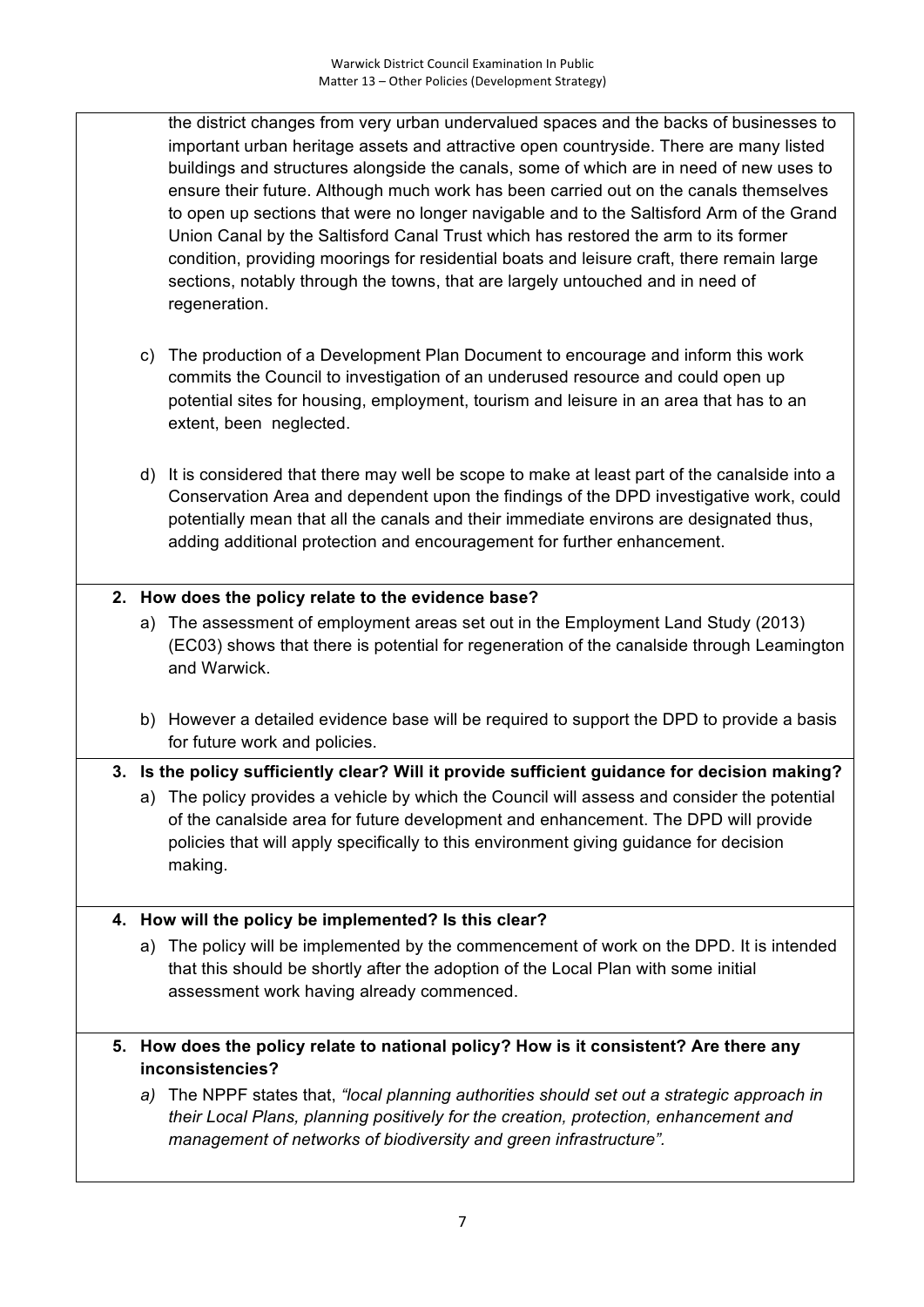the district changes from very urban undervalued spaces and the backs of businesses to important urban heritage assets and attractive open countryside. There are many listed buildings and structures alongside the canals, some of which are in need of new uses to ensure their future. Although much work has been carried out on the canals themselves to open up sections that were no longer navigable and to the Saltisford Arm of the Grand Union Canal by the Saltisford Canal Trust which has restored the arm to its former condition, providing moorings for residential boats and leisure craft, there remain large sections, notably through the towns, that are largely untouched and in need of regeneration.

c) The production of a Development Plan Document to encourage and inform this work commits the Council to investigation of an underused resource and could open up potential sites for housing, employment, tourism and leisure in an area that has to an extent, been neglected.

d) It is considered that there may well be scope to make at least part of the canalside into a Conservation Area and dependent upon the findings of the DPD investigative work, could potentially mean that all the canals and their immediate environs are designated thus, adding additional protection and encouragement for further enhancement.

**2. How does the policy relate to the evidence base?**

a) The assessment of employment areas set out in the Employment Land Study (2013) (EC03) shows that there is potential for regeneration of the canalside through Leamington and Warwick.

b) However a detailed evidence base will be required to support the DPD to provide a basis for future work and policies.

**3. Is the policy sufficiently clear? Will it provide sufficient guidance for decision making?**

a) The policy provides a vehicle by which the Council will assess and consider the potential of the canalside area for future development and enhancement. The DPD will provide policies that will apply specifically to this environment giving guidance for decision making.

**4. How will the policy be implemented? Is this clear?**

a) The policy will be implemented by the commencement of work on the DPD. It is intended that this should be shortly after the adoption of the Local Plan with some initial assessment work having already commenced.

**5. How does the policy relate to national policy? How is it consistent? Are there any inconsistencies?**

*a) The NPPF states that, "local planning authorities should set out a strategic approach in their Local Plans, planning positively for the creation, protection, enhancement and management of networks of biodiversity and green infrastructure".*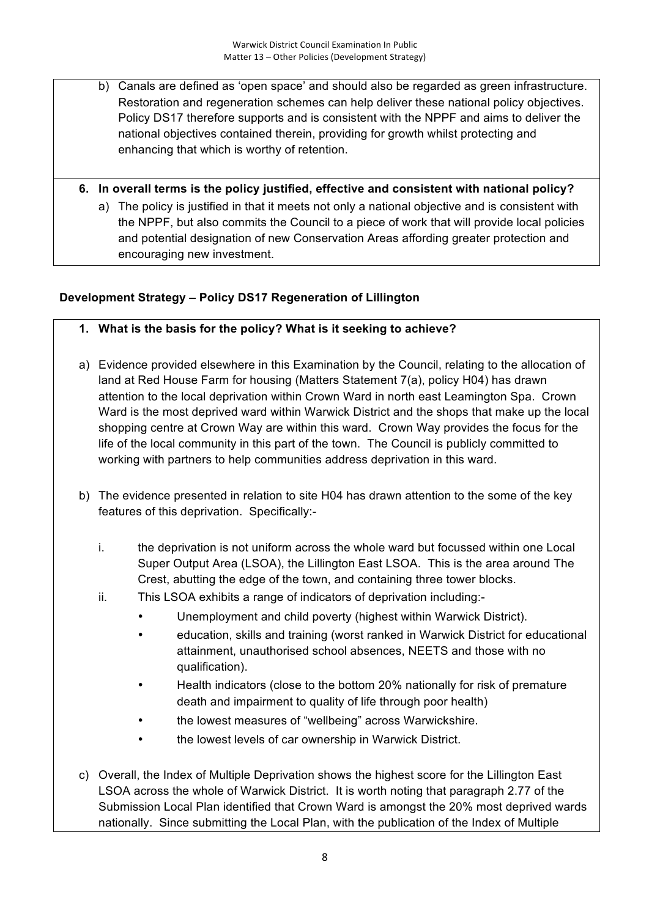b) Canals are defined as 'open space' and should also be regarded as green infrastructure. Restoration and regeneration schemes can help deliver these national policy objectives. Policy DS17 therefore supports and is consistent with the NPPF and aims to deliver the national objectives contained therein, providing for growth whilst protecting and enhancing that which is worthy of retention.

**6. In overall terms is the policy justified, effective and consistent with national policy?**

a) The policy is justified in that it meets not only a national objective and is consistent with the NPPF, but also commits the Council to a piece of work that will provide local policies and potential designation of new Conservation Areas affording greater protection and encouraging new investment.

## Development Strategy – Policy DS17 Regeneration of Lillington

**1. What is the basis for the policy? What is it seeking to achieve?**

a) Evidence provided elsewhere in this Examination by the Council, relating to the allocation of land at Red House Farm for housing (Matters Statement 7(a), policy H04) has drawn attention to the local deprivation within Crown Ward in north east Leamington Spa. Crown Ward is the most deprived ward within Warwick District and the shops that make up the local shopping centre at Crown Way are within this ward. Crown Way provides the focus for the life of the local community in this part of the town. The Council is publicly committed to working with partners to help communities address deprivation in this ward.

b) The evidence presented in relation to site H04 has drawn attention to the some of the key features of this deprivation. Specifically:-

   i. the deprivation is not uniform across the whole ward but focussed within one Local Super Output Area (LSOA), the Lillington East LSOA. This is the area around The Crest, abutting the edge of the town, and containing three tower blocks.

   ii. This LSOA exhibits a range of indicators of deprivation including:-
      - Unemployment and child poverty (highest within Warwick District).
      - education, skills and training (worst ranked in Warwick District for educational attainment, unauthorised school absences, NEETS and those with no qualification).
      - Health indicators (close to the bottom 20% nationally for risk of premature death and impairment to quality of life through poor health)
      - the lowest measures of "wellbeing" across Warwickshire.
      - the lowest levels of car ownership in Warwick District.

c) Overall, the Index of Multiple Deprivation shows the highest score for the Lillington East LSOA across the whole of Warwick District. It is worth noting that paragraph 2.77 of the Submission Local Plan identified that Crown Ward is amongst the 20% most deprived wards nationally. Since submitting the Local Plan, with the publication of the Index of Multiple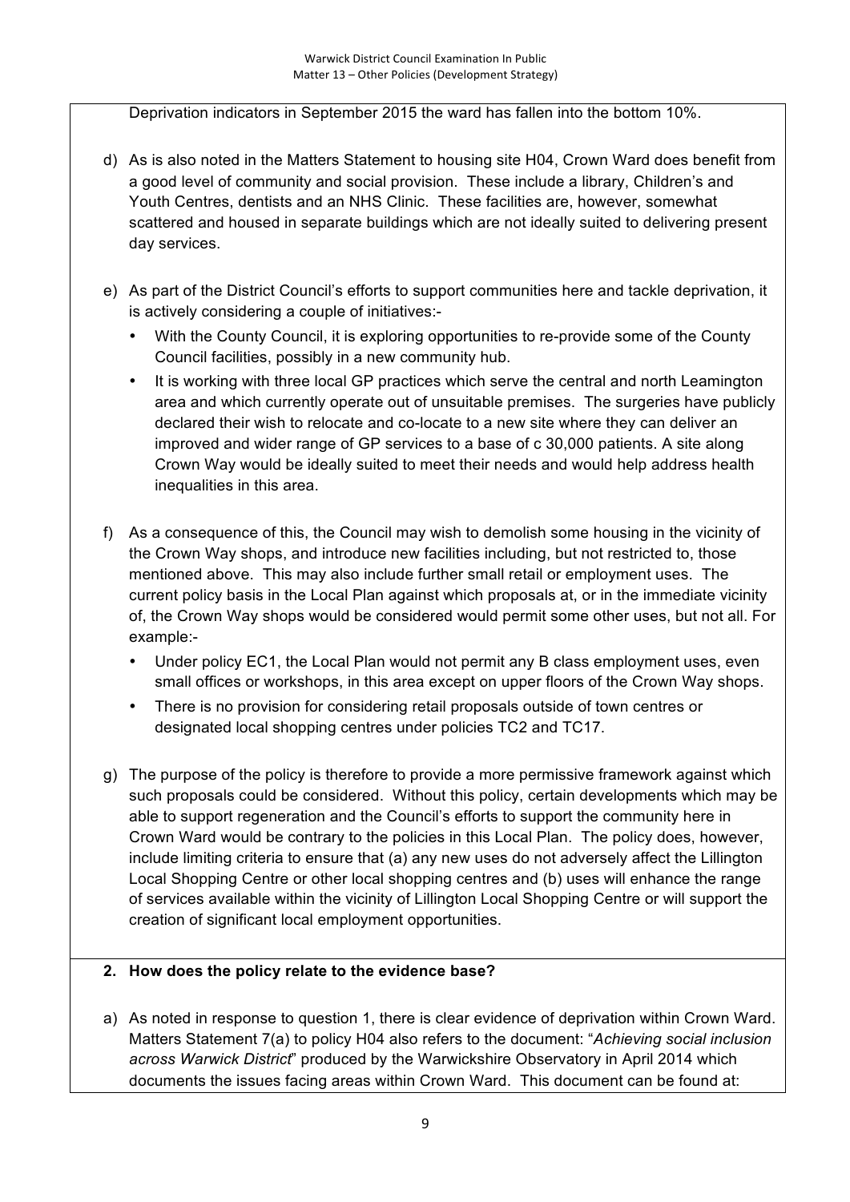Deprivation indicators in September 2015 the ward has fallen into the bottom 10%.

d) As is also noted in the Matters Statement to housing site H04, Crown Ward does benefit from a good level of community and social provision. These include a library, Children's and Youth Centres, dentists and an NHS Clinic. These facilities are, however, somewhat scattered and housed in separate buildings which are not ideally suited to delivering present day services.

e) As part of the District Council's efforts to support communities here and tackle deprivation, it is actively considering a couple of initiatives:-
   - With the County Council, it is exploring opportunities to re-provide some of the County Council facilities, possibly in a new community hub.
   - It is working with three local GP practices which serve the central and north Leamington area and which currently operate out of unsuitable premises. The surgeries have publicly declared their wish to relocate and co-locate to a new site where they can deliver an improved and wider range of GP services to a base of c 30,000 patients. A site along Crown Way would be ideally suited to meet their needs and would help address health inequalities in this area.

f) As a consequence of this, the Council may wish to demolish some housing in the vicinity of the Crown Way shops, and introduce new facilities including, but not restricted to, those mentioned above. This may also include further small retail or employment uses. The current policy basis in the Local Plan against which proposals at, or in the immediate vicinity of, the Crown Way shops would be considered would permit some other uses, but not all. For example:-
   - Under policy EC1, the Local Plan would not permit any B class employment uses, even small offices or workshops, in this area except on upper floors of the Crown Way shops.
   - There is no provision for considering retail proposals outside of town centres or designated local shopping centres under policies TC2 and TC17.

g) The purpose of the policy is therefore to provide a more permissive framework against which such proposals could be considered. Without this policy, certain developments which may be able to support regeneration and the Council's efforts to support the community here in Crown Ward would be contrary to the policies in this Local Plan. The policy does, however, include limiting criteria to ensure that (a) any new uses do not adversely affect the Lillington Local Shopping Centre or other local shopping centres and (b) uses will enhance the range of services available within the vicinity of Lillington Local Shopping Centre or will support the creation of significant local employment opportunities.

**2. How does the policy relate to the evidence base?**

a) As noted in response to question 1, there is clear evidence of deprivation within Crown Ward. Matters Statement 7(a) to policy H04 also refers to the document: "*Achieving social inclusion across Warwick District*" produced by the Warwickshire Observatory in April 2014 which documents the issues facing areas within Crown Ward. This document can be found at: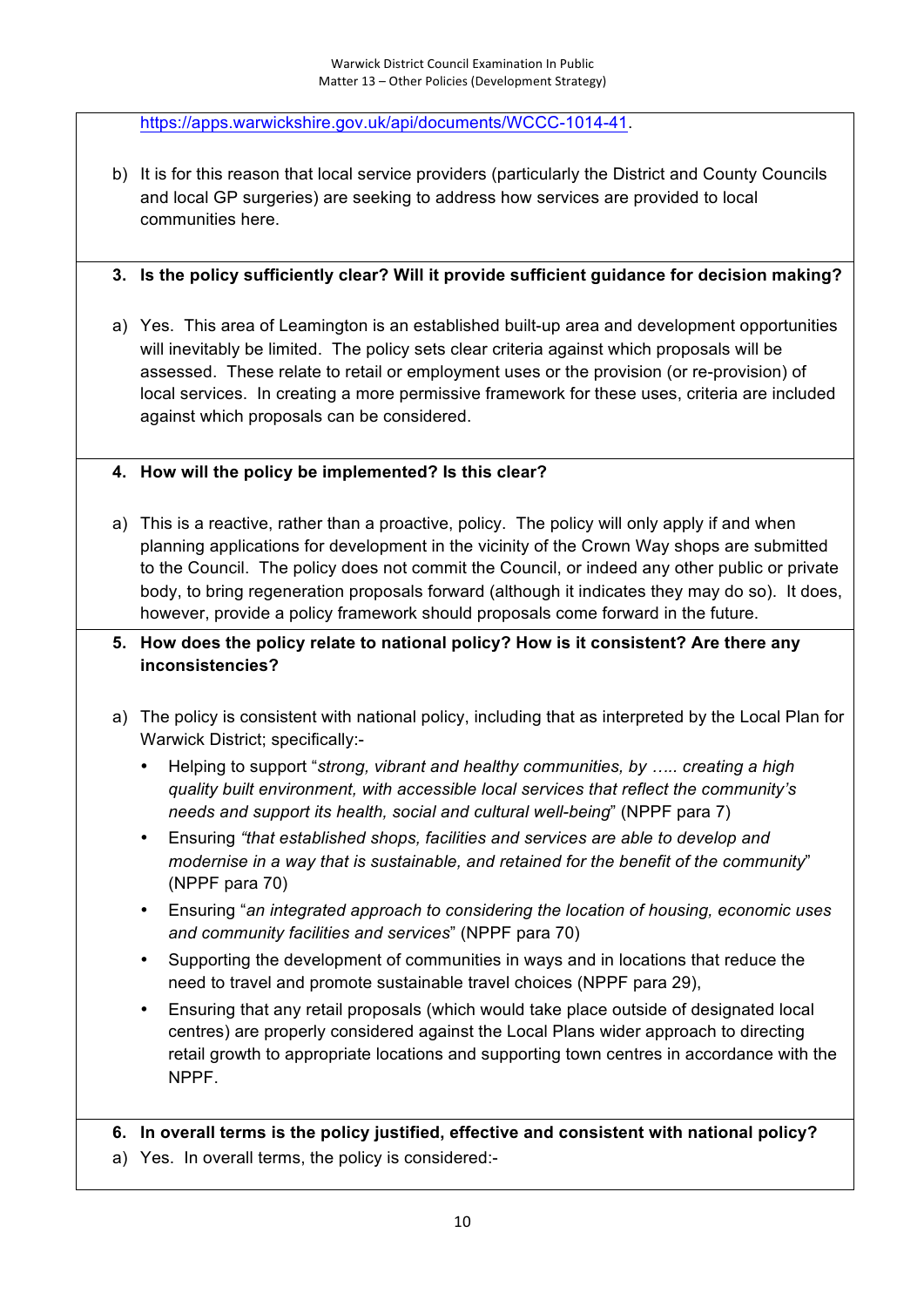https://apps.warwickshire.gov.uk/api/documents/WCCC-1014-41.

b) It is for this reason that local service providers (particularly the District and County Councils and local GP surgeries) are seeking to address how services are provided to local communities here.

**3. Is the policy sufficiently clear? Will it provide sufficient guidance for decision making?**

a) Yes. This area of Leamington is an established built-up area and development opportunities will inevitably be limited. The policy sets clear criteria against which proposals will be assessed. These relate to retail or employment uses or the provision (or re-provision) of local services. In creating a more permissive framework for these uses, criteria are included against which proposals can be considered.

**4. How will the policy be implemented? Is this clear?**

a) This is a reactive, rather than a proactive, policy. The policy will only apply if and when planning applications for development in the vicinity of the Crown Way shops are submitted to the Council. The policy does not commit the Council, or indeed any other public or private body, to bring regeneration proposals forward (although it indicates they may do so). It does, however, provide a policy framework should proposals come forward in the future.

**5. How does the policy relate to national policy? How is it consistent? Are there any inconsistencies?**

a) The policy is consistent with national policy, including that as interpreted by the Local Plan for Warwick District; specifically:-

- Helping to support "*strong, vibrant and healthy communities, by ….. creating a high quality built environment, with accessible local services that reflect the community's needs and support its health, social and cultural well-being*" (NPPF para 7)
- Ensuring *"that established shops, facilities and services are able to develop and modernise in a way that is sustainable, and retained for the benefit of the community*" (NPPF para 70)
- Ensuring "*an integrated approach to considering the location of housing, economic uses and community facilities and services*" (NPPF para 70)
- Supporting the development of communities in ways and in locations that reduce the need to travel and promote sustainable travel choices (NPPF para 29),
- Ensuring that any retail proposals (which would take place outside of designated local centres) are properly considered against the Local Plans wider approach to directing retail growth to appropriate locations and supporting town centres in accordance with the NPPF.

**6. In overall terms is the policy justified, effective and consistent with national policy?**

a) Yes. In overall terms, the policy is considered:-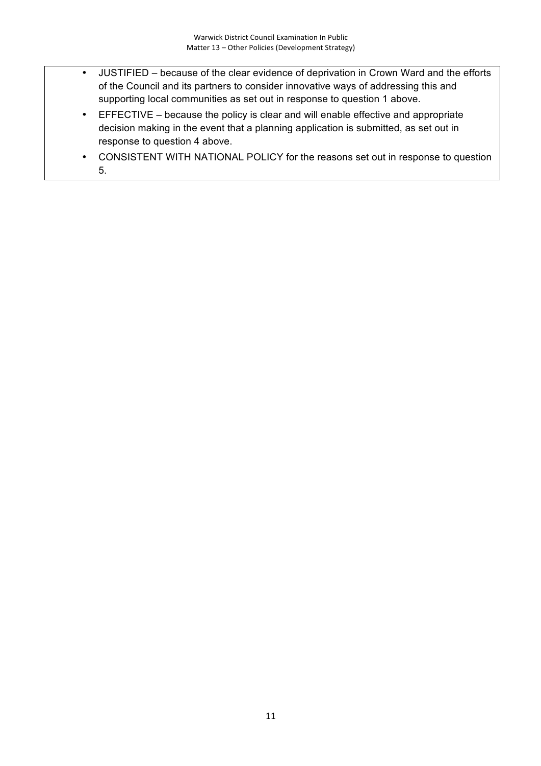- JUSTIFIED – because of the clear evidence of deprivation in Crown Ward and the efforts of the Council and its partners to consider innovative ways of addressing this and supporting local communities as set out in response to question 1 above.
- EFFECTIVE – because the policy is clear and will enable effective and appropriate decision making in the event that a planning application is submitted, as set out in response to question 4 above.
- CONSISTENT WITH NATIONAL POLICY for the reasons set out in response to question 5.